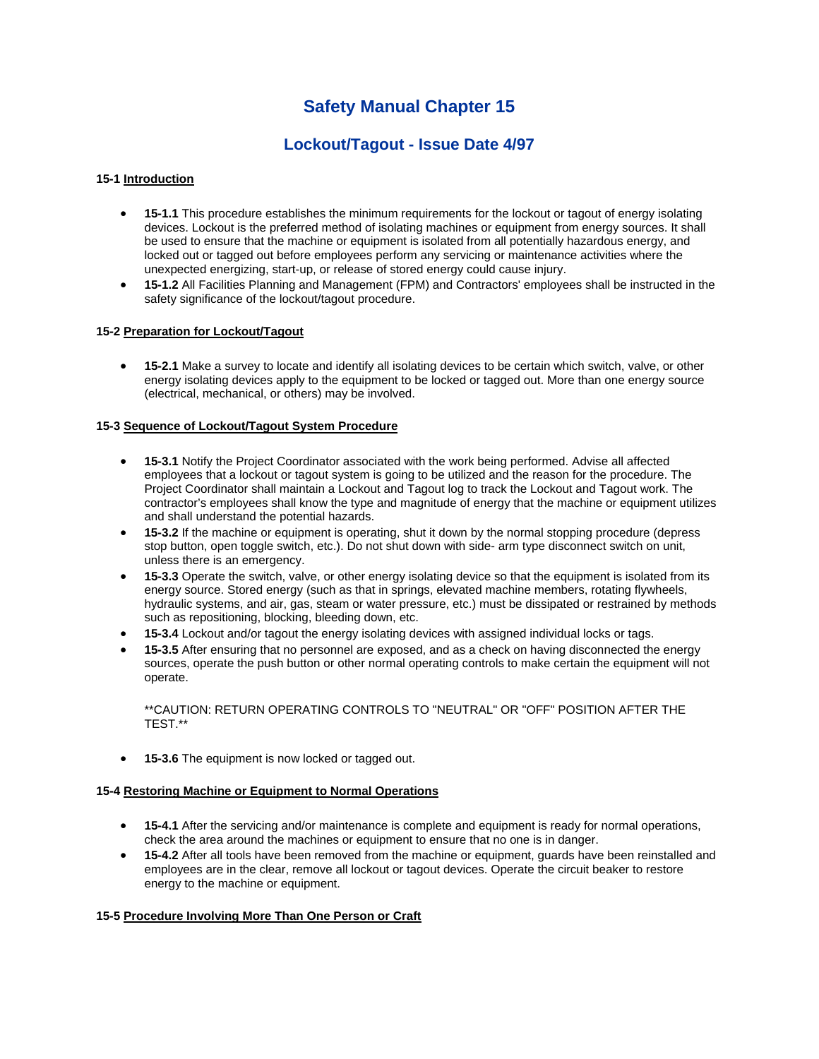# Safety Manual Chapter 15

## Lockout/Tagout - Issue Date 4/97

**15-1 Introduction**

- **15-1.1** This procedure establishes the minimum requirements for the lockout or tagout of energy isolating devices. Lockout is the preferred method of isolating machines or equipment from energy sources. It shall be used to ensure that the machine or equipment is isolated from all potentially hazardous energy, and locked out or tagged out before employees perform any servicing or maintenance activities where the unexpected energizing, start-up, or release of stored energy could cause injury.
- **15-1.2** All Facilities Planning and Management (FPM) and Contractors' employees shall be instructed in the safety significance of the lockout/tagout procedure.

**15-2 Preparation for Lockout/Tagout**

- **15-2.1** Make a survey to locate and identify all isolating devices to be certain which switch, valve, or other energy isolating devices apply to the equipment to be locked or tagged out. More than one energy source (electrical, mechanical, or others) may be involved.

**15-3 Sequence of Lockout/Tagout System Procedure**

- **15-3.1** Notify the Project Coordinator associated with the work being performed. Advise all affected employees that a lockout or tagout system is going to be utilized and the reason for the procedure. The Project Coordinator shall maintain a Lockout and Tagout log to track the Lockout and Tagout work. The contractor's employees shall know the type and magnitude of energy that the machine or equipment utilizes and shall understand the potential hazards.
- **15-3.2** If the machine or equipment is operating, shut it down by the normal stopping procedure (depress stop button, open toggle switch, etc.). Do not shut down with side- arm type disconnect switch on unit, unless there is an emergency.
- **15-3.3** Operate the switch, valve, or other energy isolating device so that the equipment is isolated from its energy source. Stored energy (such as that in springs, elevated machine members, rotating flywheels, hydraulic systems, and air, gas, steam or water pressure, etc.) must be dissipated or restrained by methods such as repositioning, blocking, bleeding down, etc.
- **15-3.4** Lockout and/or tagout the energy isolating devices with assigned individual locks or tags.
- **15-3.5** After ensuring that no personnel are exposed, and as a check on having disconnected the energy sources, operate the push button or other normal operating controls to make certain the equipment will not operate.

  **CAUTION: RETURN OPERATING CONTROLS TO "NEUTRAL" OR "OFF" POSITION AFTER THE TEST.**

- **15-3.6** The equipment is now locked or tagged out.

**15-4 Restoring Machine or Equipment to Normal Operations**

- **15-4.1** After the servicing and/or maintenance is complete and equipment is ready for normal operations, check the area around the machines or equipment to ensure that no one is in danger.
- **15-4.2** After all tools have been removed from the machine or equipment, guards have been reinstalled and employees are in the clear, remove all lockout or tagout devices. Operate the circuit beaker to restore energy to the machine or equipment.

**15-5 Procedure Involving More Than One Person or Craft**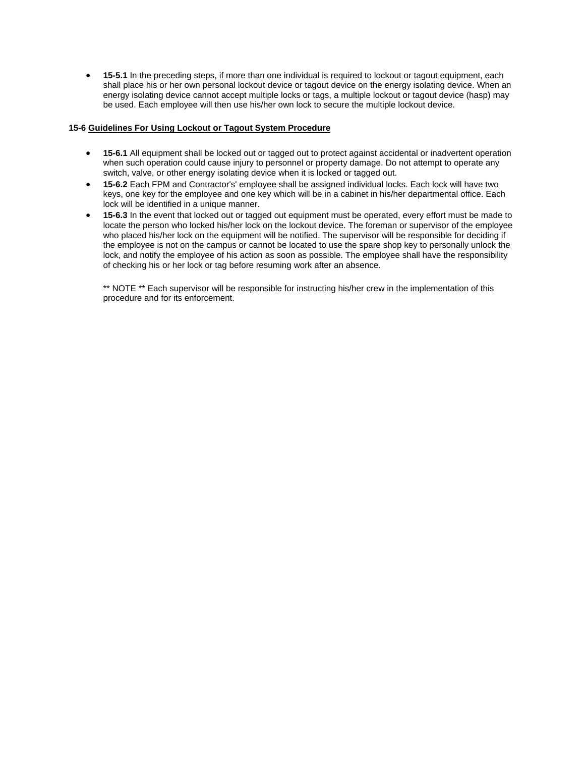- **15-5.1** In the preceding steps, if more than one individual is required to lockout or tagout equipment, each shall place his or her own personal lockout device or tagout device on the energy isolating device. When an energy isolating device cannot accept multiple locks or tags, a multiple lockout or tagout device (hasp) may be used. Each employee will then use his/her own lock to secure the multiple lockout device.

**15-6 <u>Guidelines For Using Lockout or Tagout System Procedure</u>**

- **15-6.1** All equipment shall be locked out or tagged out to protect against accidental or inadvertent operation when such operation could cause injury to personnel or property damage. Do not attempt to operate any switch, valve, or other energy isolating device when it is locked or tagged out.
- **15-6.2** Each FPM and Contractor's' employee shall be assigned individual locks. Each lock will have two keys, one key for the employee and one key which will be in a cabinet in his/her departmental office. Each lock will be identified in a unique manner.
- **15-6.3** In the event that locked out or tagged out equipment must be operated, every effort must be made to locate the person who locked his/her lock on the lockout device. The foreman or supervisor of the employee who placed his/her lock on the equipment will be notified. The supervisor will be responsible for deciding if the employee is not on the campus or cannot be located to use the spare shop key to personally unlock the lock, and notify the employee of his action as soon as possible. The employee shall have the responsibility of checking his or her lock or tag before resuming work after an absence.

  ** NOTE ** Each supervisor will be responsible for instructing his/her crew in the implementation of this procedure and for its enforcement.